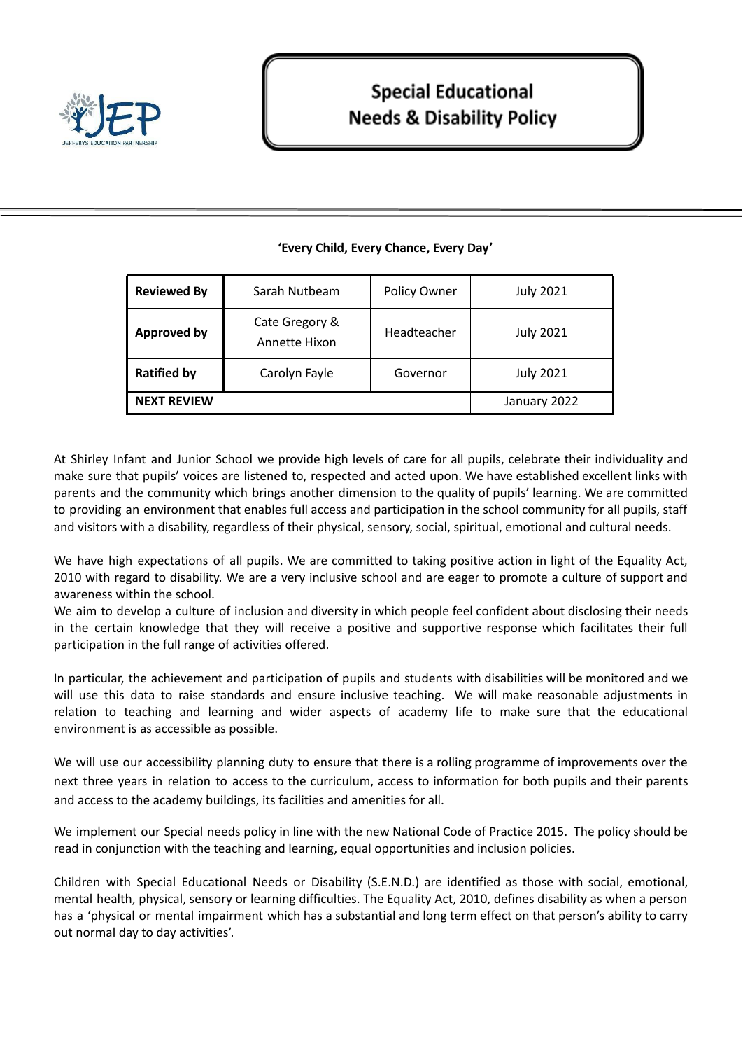# Special Educational Needs & Disability Policy

**'Every Child, Every Chance, Every Day'**

| **Reviewed By** | Sarah Nutbeam | Policy Owner | July 2021 |
|---|---|---|---|
| **Approved by** | Cate Gregory & Annette Hixon | Headteacher | July 2021 |
| **Ratified by** | Carolyn Fayle | Governor | July 2021 |
| **NEXT REVIEW** | | | January 2022 |

At Shirley Infant and Junior School we provide high levels of care for all pupils, celebrate their individuality and make sure that pupils' voices are listened to, respected and acted upon. We have established excellent links with parents and the community which brings another dimension to the quality of pupils' learning. We are committed to providing an environment that enables full access and participation in the school community for all pupils, staff and visitors with a disability, regardless of their physical, sensory, social, spiritual, emotional and cultural needs.

We have high expectations of all pupils. We are committed to taking positive action in light of the Equality Act, 2010 with regard to disability. We are a very inclusive school and are eager to promote a culture of support and awareness within the school.
We aim to develop a culture of inclusion and diversity in which people feel confident about disclosing their needs in the certain knowledge that they will receive a positive and supportive response which facilitates their full participation in the full range of activities offered.

In particular, the achievement and participation of pupils and students with disabilities will be monitored and we will use this data to raise standards and ensure inclusive teaching. We will make reasonable adjustments in relation to teaching and learning and wider aspects of academy life to make sure that the educational environment is as accessible as possible.

We will use our accessibility planning duty to ensure that there is a rolling programme of improvements over the next three years in relation to access to the curriculum, access to information for both pupils and their parents and access to the academy buildings, its facilities and amenities for all.

We implement our Special needs policy in line with the new National Code of Practice 2015. The policy should be read in conjunction with the teaching and learning, equal opportunities and inclusion policies.

Children with Special Educational Needs or Disability (S.E.N.D.) are identified as those with social, emotional, mental health, physical, sensory or learning difficulties. The Equality Act, 2010, defines disability as when a person has a 'physical or mental impairment which has a substantial and long term effect on that person's ability to carry out normal day to day activities'.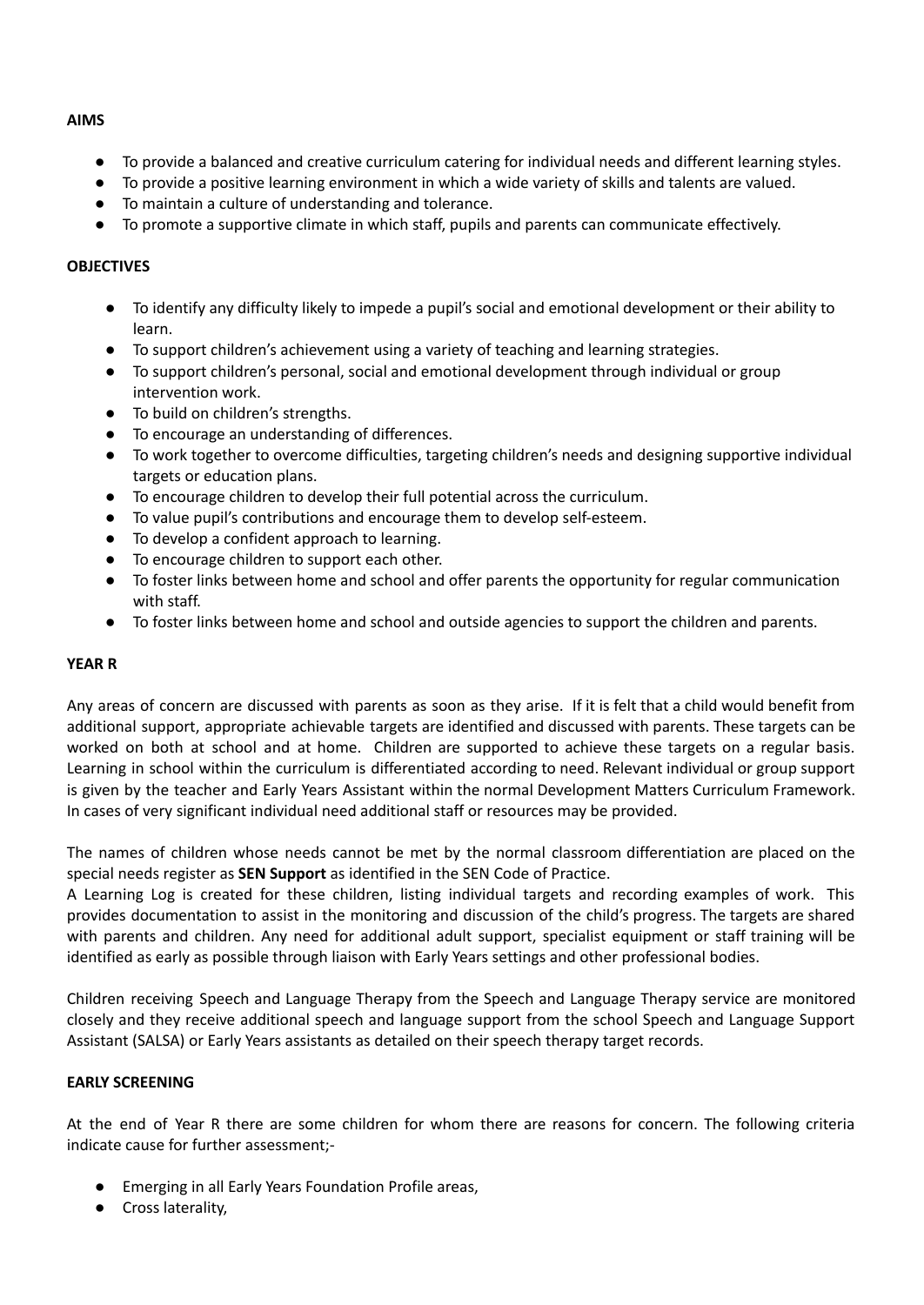## AIMS

- To provide a balanced and creative curriculum catering for individual needs and different learning styles.
- To provide a positive learning environment in which a wide variety of skills and talents are valued.
- To maintain a culture of understanding and tolerance.
- To promote a supportive climate in which staff, pupils and parents can communicate effectively.

## OBJECTIVES

- To identify any difficulty likely to impede a pupil's social and emotional development or their ability to learn.
- To support children's achievement using a variety of teaching and learning strategies.
- To support children's personal, social and emotional development through individual or group intervention work.
- To build on children's strengths.
- To encourage an understanding of differences.
- To work together to overcome difficulties, targeting children's needs and designing supportive individual targets or education plans.
- To encourage children to develop their full potential across the curriculum.
- To value pupil's contributions and encourage them to develop self-esteem.
- To develop a confident approach to learning.
- To encourage children to support each other.
- To foster links between home and school and offer parents the opportunity for regular communication with staff.
- To foster links between home and school and outside agencies to support the children and parents.

## YEAR R

Any areas of concern are discussed with parents as soon as they arise. If it is felt that a child would benefit from additional support, appropriate achievable targets are identified and discussed with parents. These targets can be worked on both at school and at home. Children are supported to achieve these targets on a regular basis. Learning in school within the curriculum is differentiated according to need. Relevant individual or group support is given by the teacher and Early Years Assistant within the normal Development Matters Curriculum Framework. In cases of very significant individual need additional staff or resources may be provided.

The names of children whose needs cannot be met by the normal classroom differentiation are placed on the special needs register as **SEN Support** as identified in the SEN Code of Practice.
A Learning Log is created for these children, listing individual targets and recording examples of work. This provides documentation to assist in the monitoring and discussion of the child's progress. The targets are shared with parents and children. Any need for additional adult support, specialist equipment or staff training will be identified as early as possible through liaison with Early Years settings and other professional bodies.

Children receiving Speech and Language Therapy from the Speech and Language Therapy service are monitored closely and they receive additional speech and language support from the school Speech and Language Support Assistant (SALSA) or Early Years assistants as detailed on their speech therapy target records.

## EARLY SCREENING

At the end of Year R there are some children for whom there are reasons for concern. The following criteria indicate cause for further assessment;-

- Emerging in all Early Years Foundation Profile areas,
- Cross laterality,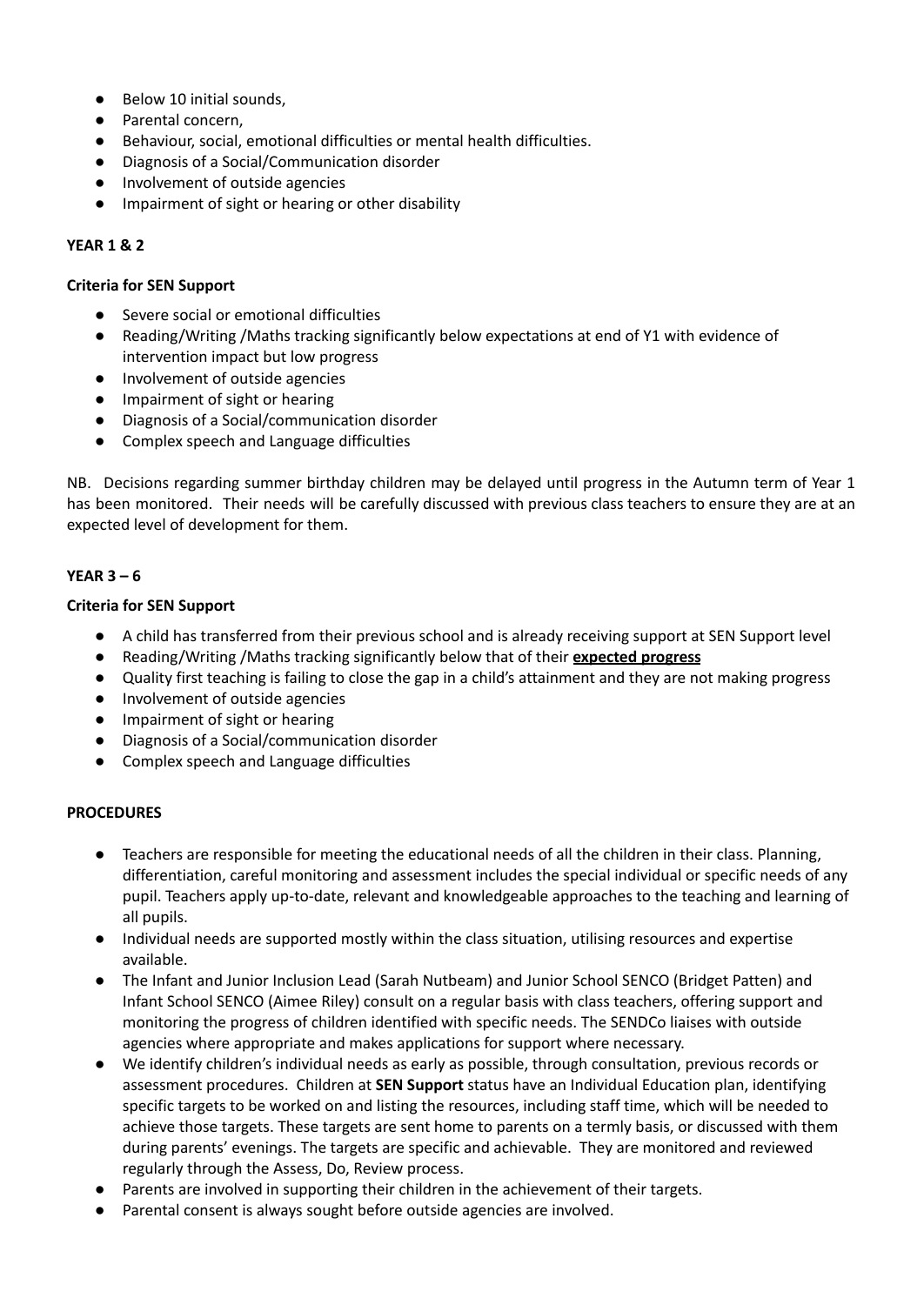- Below 10 initial sounds,
- Parental concern,
- Behaviour, social, emotional difficulties or mental health difficulties.
- Diagnosis of a Social/Communication disorder
- Involvement of outside agencies
- Impairment of sight or hearing or other disability

**YEAR 1 & 2**

**Criteria for SEN Support**

- Severe social or emotional difficulties
- Reading/Writing /Maths tracking significantly below expectations at end of Y1 with evidence of intervention impact but low progress
- Involvement of outside agencies
- Impairment of sight or hearing
- Diagnosis of a Social/communication disorder
- Complex speech and Language difficulties

NB. Decisions regarding summer birthday children may be delayed until progress in the Autumn term of Year 1 has been monitored. Their needs will be carefully discussed with previous class teachers to ensure they are at an expected level of development for them.

**YEAR 3 – 6**

**Criteria for SEN Support**

- A child has transferred from their previous school and is already receiving support at SEN Support level
- Reading/Writing /Maths tracking significantly below that of their **expected progress**
- Quality first teaching is failing to close the gap in a child's attainment and they are not making progress
- Involvement of outside agencies
- Impairment of sight or hearing
- Diagnosis of a Social/communication disorder
- Complex speech and Language difficulties

**PROCEDURES**

- Teachers are responsible for meeting the educational needs of all the children in their class. Planning, differentiation, careful monitoring and assessment includes the special individual or specific needs of any pupil. Teachers apply up-to-date, relevant and knowledgeable approaches to the teaching and learning of all pupils.
- Individual needs are supported mostly within the class situation, utilising resources and expertise available.
- The Infant and Junior Inclusion Lead (Sarah Nutbeam) and Junior School SENCO (Bridget Patten) and Infant School SENCO (Aimee Riley) consult on a regular basis with class teachers, offering support and monitoring the progress of children identified with specific needs. The SENDCo liaises with outside agencies where appropriate and makes applications for support where necessary.
- We identify children's individual needs as early as possible, through consultation, previous records or assessment procedures. Children at **SEN Support** status have an Individual Education plan, identifying specific targets to be worked on and listing the resources, including staff time, which will be needed to achieve those targets. These targets are sent home to parents on a termly basis, or discussed with them during parents' evenings. The targets are specific and achievable. They are monitored and reviewed regularly through the Assess, Do, Review process.
- Parents are involved in supporting their children in the achievement of their targets.
- Parental consent is always sought before outside agencies are involved.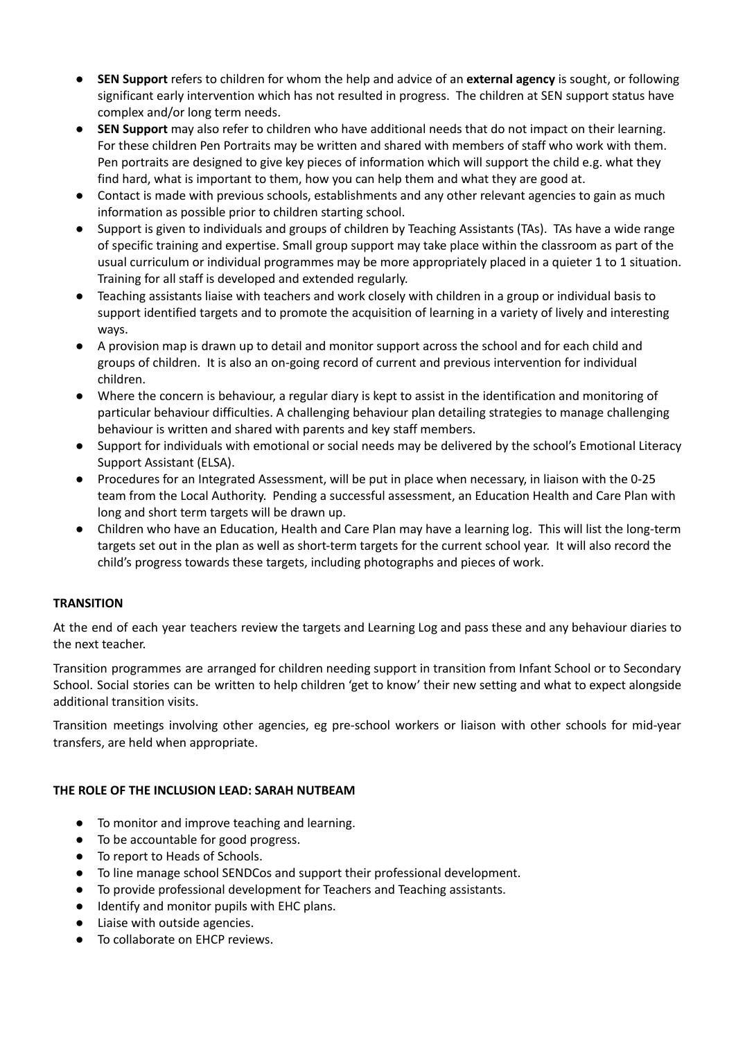- **SEN Support** refers to children for whom the help and advice of an **external agency** is sought, or following significant early intervention which has not resulted in progress. The children at SEN support status have complex and/or long term needs.
- **SEN Support** may also refer to children who have additional needs that do not impact on their learning. For these children Pen Portraits may be written and shared with members of staff who work with them. Pen portraits are designed to give key pieces of information which will support the child e.g. what they find hard, what is important to them, how you can help them and what they are good at.
- Contact is made with previous schools, establishments and any other relevant agencies to gain as much information as possible prior to children starting school.
- Support is given to individuals and groups of children by Teaching Assistants (TAs). TAs have a wide range of specific training and expertise. Small group support may take place within the classroom as part of the usual curriculum or individual programmes may be more appropriately placed in a quieter 1 to 1 situation. Training for all staff is developed and extended regularly.
- Teaching assistants liaise with teachers and work closely with children in a group or individual basis to support identified targets and to promote the acquisition of learning in a variety of lively and interesting ways.
- A provision map is drawn up to detail and monitor support across the school and for each child and groups of children. It is also an on-going record of current and previous intervention for individual children.
- Where the concern is behaviour, a regular diary is kept to assist in the identification and monitoring of particular behaviour difficulties. A challenging behaviour plan detailing strategies to manage challenging behaviour is written and shared with parents and key staff members.
- Support for individuals with emotional or social needs may be delivered by the school's Emotional Literacy Support Assistant (ELSA).
- Procedures for an Integrated Assessment, will be put in place when necessary, in liaison with the 0-25 team from the Local Authority. Pending a successful assessment, an Education Health and Care Plan with long and short term targets will be drawn up.
- Children who have an Education, Health and Care Plan may have a learning log. This will list the long-term targets set out in the plan as well as short-term targets for the current school year. It will also record the child's progress towards these targets, including photographs and pieces of work.

**TRANSITION**

At the end of each year teachers review the targets and Learning Log and pass these and any behaviour diaries to the next teacher.

Transition programmes are arranged for children needing support in transition from Infant School or to Secondary School. Social stories can be written to help children 'get to know' their new setting and what to expect alongside additional transition visits.

Transition meetings involving other agencies, eg pre-school workers or liaison with other schools for mid-year transfers, are held when appropriate.

**THE ROLE OF THE INCLUSION LEAD: SARAH NUTBEAM**

- To monitor and improve teaching and learning.
- To be accountable for good progress.
- To report to Heads of Schools.
- To line manage school SENDCos and support their professional development.
- To provide professional development for Teachers and Teaching assistants.
- Identify and monitor pupils with EHC plans.
- Liaise with outside agencies.
- To collaborate on EHCP reviews.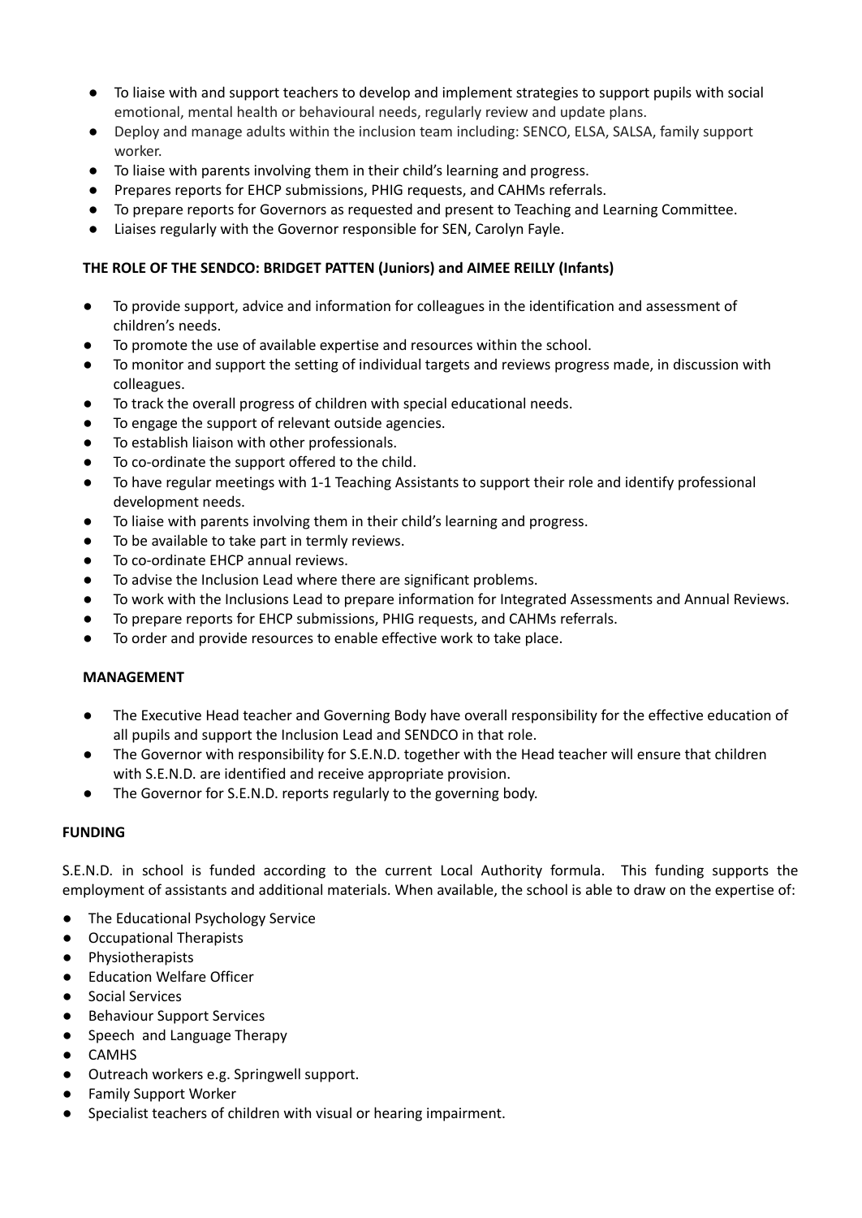- To liaise with and support teachers to develop and implement strategies to support pupils with social emotional, mental health or behavioural needs, regularly review and update plans.
- Deploy and manage adults within the inclusion team including: SENCO, ELSA, SALSA, family support worker.
- To liaise with parents involving them in their child's learning and progress.
- Prepares reports for EHCP submissions, PHIG requests, and CAHMs referrals.
- To prepare reports for Governors as requested and present to Teaching and Learning Committee.
- Liaises regularly with the Governor responsible for SEN, Carolyn Fayle.

**THE ROLE OF THE SENDCO: BRIDGET PATTEN (Juniors) and AIMEE REILLY (Infants)**

- To provide support, advice and information for colleagues in the identification and assessment of children's needs.
- To promote the use of available expertise and resources within the school.
- To monitor and support the setting of individual targets and reviews progress made, in discussion with colleagues.
- To track the overall progress of children with special educational needs.
- To engage the support of relevant outside agencies.
- To establish liaison with other professionals.
- To co-ordinate the support offered to the child.
- To have regular meetings with 1-1 Teaching Assistants to support their role and identify professional development needs.
- To liaise with parents involving them in their child's learning and progress.
- To be available to take part in termly reviews.
- To co-ordinate EHCP annual reviews.
- To advise the Inclusion Lead where there are significant problems.
- To work with the Inclusions Lead to prepare information for Integrated Assessments and Annual Reviews.
- To prepare reports for EHCP submissions, PHIG requests, and CAHMs referrals.
- To order and provide resources to enable effective work to take place.

**MANAGEMENT**

- The Executive Head teacher and Governing Body have overall responsibility for the effective education of all pupils and support the Inclusion Lead and SENDCO in that role.
- The Governor with responsibility for S.E.N.D. together with the Head teacher will ensure that children with S.E.N.D. are identified and receive appropriate provision.
- The Governor for S.E.N.D. reports regularly to the governing body.

**FUNDING**

S.E.N.D. in school is funded according to the current Local Authority formula. This funding supports the employment of assistants and additional materials. When available, the school is able to draw on the expertise of:

- The Educational Psychology Service
- Occupational Therapists
- Physiotherapists
- Education Welfare Officer
- Social Services
- Behaviour Support Services
- Speech and Language Therapy
- CAMHS
- Outreach workers e.g. Springwell support.
- Family Support Worker
- Specialist teachers of children with visual or hearing impairment.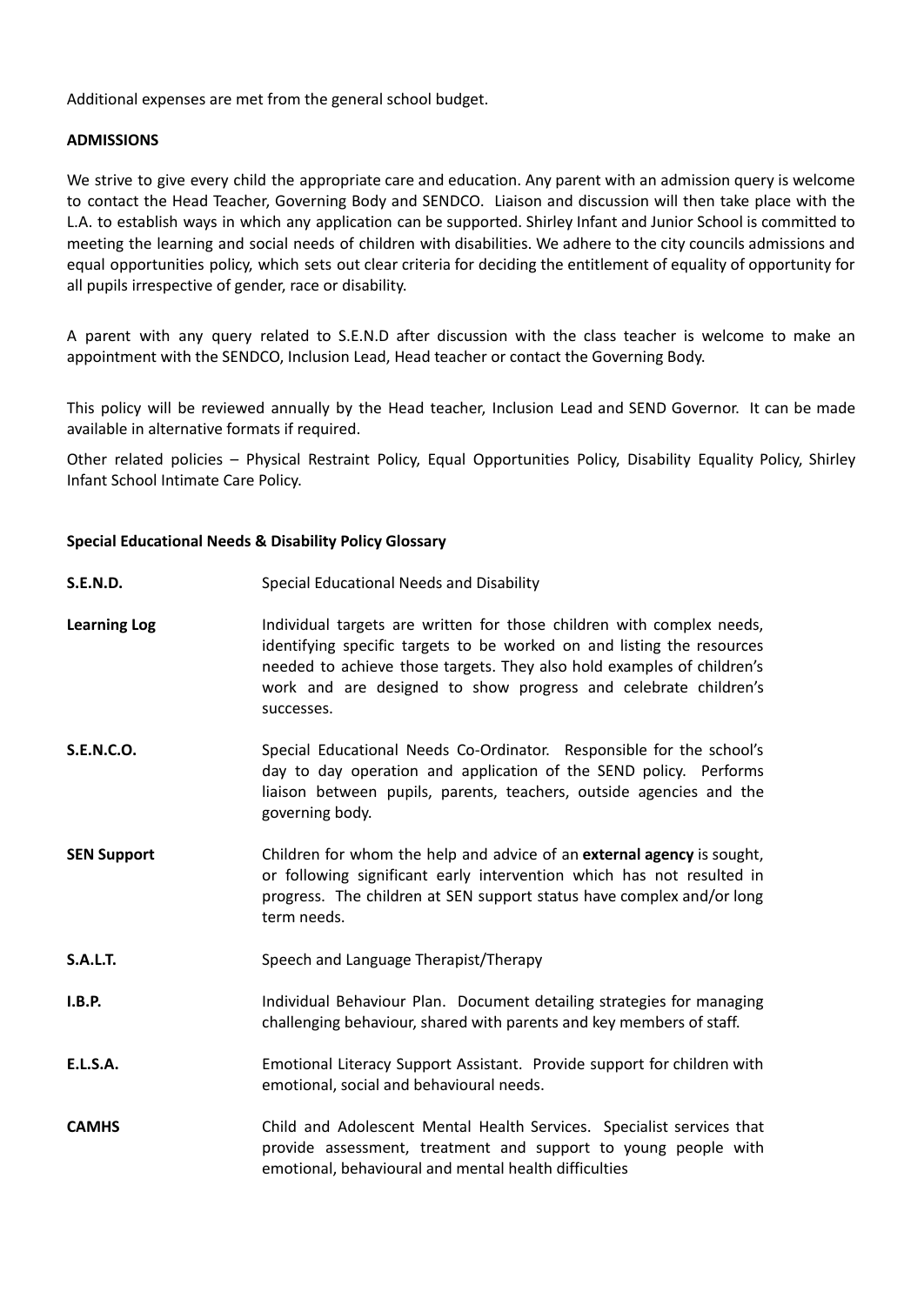Additional expenses are met from the general school budget.

**ADMISSIONS**

We strive to give every child the appropriate care and education. Any parent with an admission query is welcome to contact the Head Teacher, Governing Body and SENDCO. Liaison and discussion will then take place with the L.A. to establish ways in which any application can be supported. Shirley Infant and Junior School is committed to meeting the learning and social needs of children with disabilities. We adhere to the city councils admissions and equal opportunities policy, which sets out clear criteria for deciding the entitlement of equality of opportunity for all pupils irrespective of gender, race or disability.

A parent with any query related to S.E.N.D after discussion with the class teacher is welcome to make an appointment with the SENDCO, Inclusion Lead, Head teacher or contact the Governing Body.

This policy will be reviewed annually by the Head teacher, Inclusion Lead and SEND Governor. It can be made available in alternative formats if required.

Other related policies – Physical Restraint Policy, Equal Opportunities Policy, Disability Equality Policy, Shirley Infant School Intimate Care Policy.

**Special Educational Needs & Disability Policy Glossary**

| | |
|---|---|
| **S.E.N.D.** | Special Educational Needs and Disability |
| **Learning Log** | Individual targets are written for those children with complex needs, identifying specific targets to be worked on and listing the resources needed to achieve those targets. They also hold examples of children's work and are designed to show progress and celebrate children's successes. |
| **S.E.N.C.O.** | Special Educational Needs Co-Ordinator. Responsible for the school's day to day operation and application of the SEND policy. Performs liaison between pupils, parents, teachers, outside agencies and the governing body. |
| **SEN Support** | Children for whom the help and advice of an **external agency** is sought, or following significant early intervention which has not resulted in progress. The children at SEN support status have complex and/or long term needs. |
| **S.A.L.T.** | Speech and Language Therapist/Therapy |
| **I.B.P.** | Individual Behaviour Plan. Document detailing strategies for managing challenging behaviour, shared with parents and key members of staff. |
| **E.L.S.A.** | Emotional Literacy Support Assistant. Provide support for children with emotional, social and behavioural needs. |
| **CAMHS** | Child and Adolescent Mental Health Services. Specialist services that provide assessment, treatment and support to young people with emotional, behavioural and mental health difficulties |